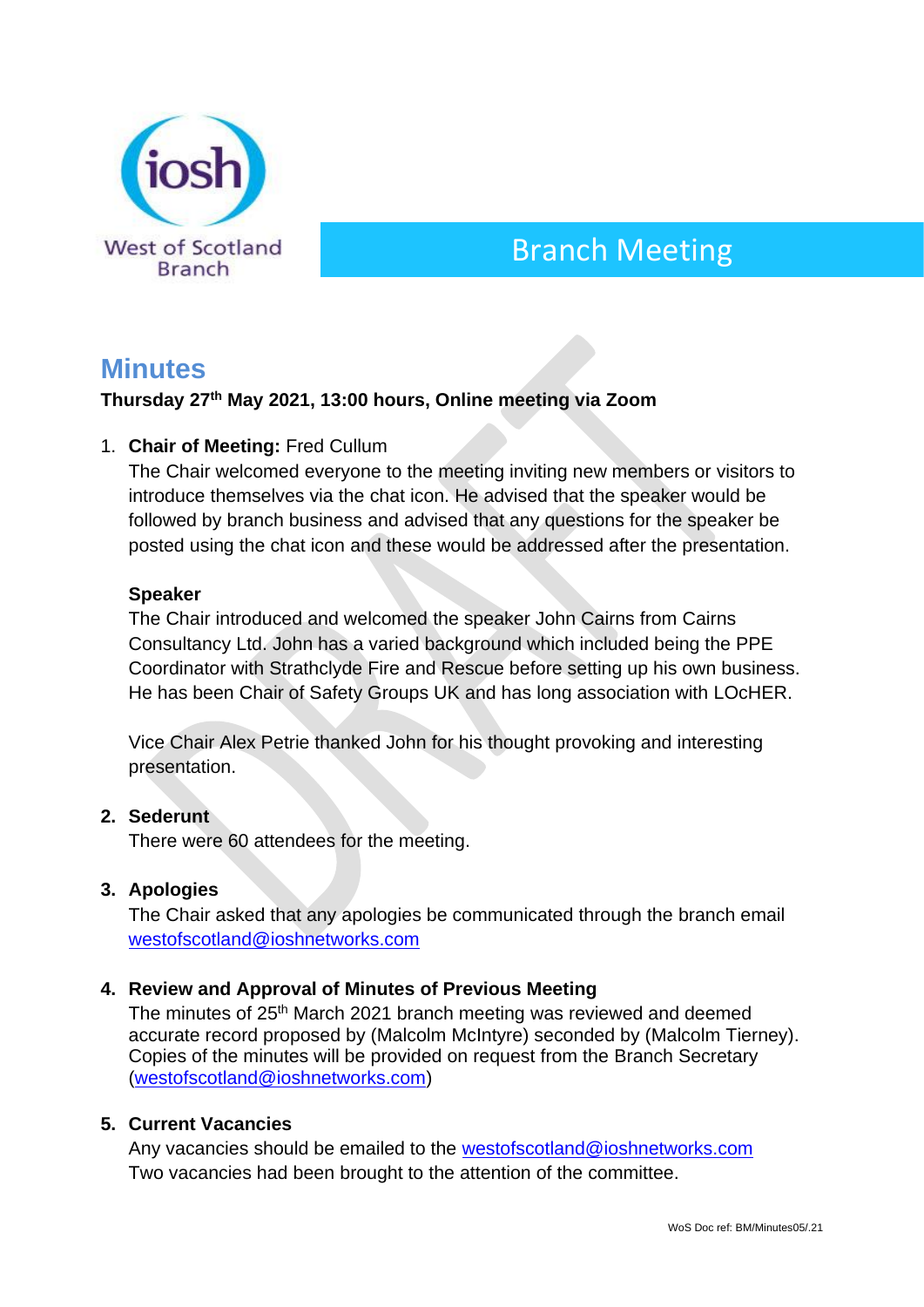West of Scotland Branch

# Branch Meeting

## Minutes

**Thursday 27th May 2021, 13:00 hours, Online meeting via Zoom**

1. **Chair of Meeting:** Fred Cullum

   The Chair welcomed everyone to the meeting inviting new members or visitors to introduce themselves via the chat icon. He advised that the speaker would be followed by branch business and advised that any questions for the speaker be posted using the chat icon and these would be addressed after the presentation.

   **Speaker**

   The Chair introduced and welcomed the speaker John Cairns from Cairns Consultancy Ltd. John has a varied background which included being the PPE Coordinator with Strathclyde Fire and Rescue before setting up his own business. He has been Chair of Safety Groups UK and has long association with LOcHER.

   Vice Chair Alex Petrie thanked John for his thought provoking and interesting presentation.

2. **Sederunt**

   There were 60 attendees for the meeting.

3. **Apologies**

   The Chair asked that any apologies be communicated through the branch email westofscotland@ioshnetworks.com

4. **Review and Approval of Minutes of Previous Meeting**

   The minutes of 25th March 2021 branch meeting was reviewed and deemed accurate record proposed by (Malcolm McIntyre) seconded by (Malcolm Tierney). Copies of the minutes will be provided on request from the Branch Secretary (westofscotland@ioshnetworks.com)

5. **Current Vacancies**

   Any vacancies should be emailed to the westofscotland@ioshnetworks.com
   Two vacancies had been brought to the attention of the committee.

WoS Doc ref: BM/Minutes05/.21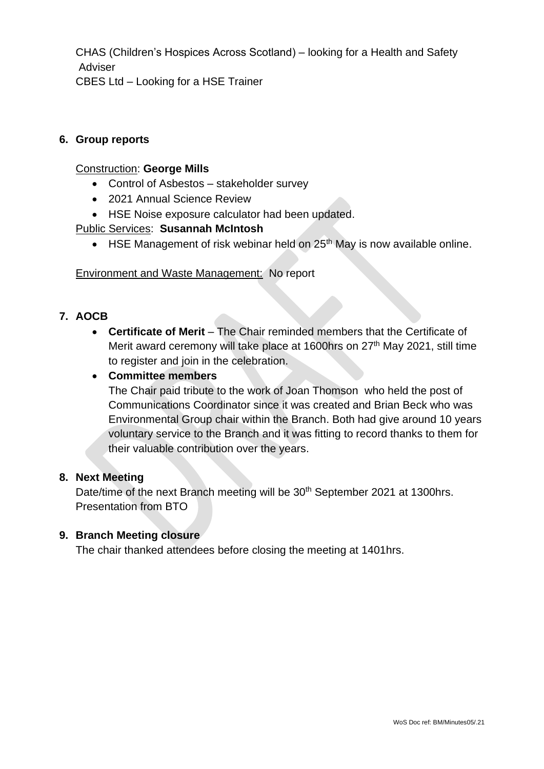CHAS (Children's Hospices Across Scotland) – looking for a Health and Safety Adviser
CBES Ltd – Looking for a HSE Trainer

## 6. Group reports

Construction: **George Mills**

- Control of Asbestos – stakeholder survey
- 2021 Annual Science Review
- HSE Noise exposure calculator had been updated.

Public Services: **Susannah McIntosh**

- HSE Management of risk webinar held on 25th May is now available online.

Environment and Waste Management: No report

## 7. AOCB

- **Certificate of Merit** – The Chair reminded members that the Certificate of Merit award ceremony will take place at 1600hrs on 27th May 2021, still time to register and join in the celebration.
- **Committee members**
  The Chair paid tribute to the work of Joan Thomson who held the post of Communications Coordinator since it was created and Brian Beck who was Environmental Group chair within the Branch. Both had give around 10 years voluntary service to the Branch and it was fitting to record thanks to them for their valuable contribution over the years.

## 8. Next Meeting

Date/time of the next Branch meeting will be 30th September 2021 at 1300hrs.
Presentation from BTO

## 9. Branch Meeting closure

The chair thanked attendees before closing the meeting at 1401hrs.